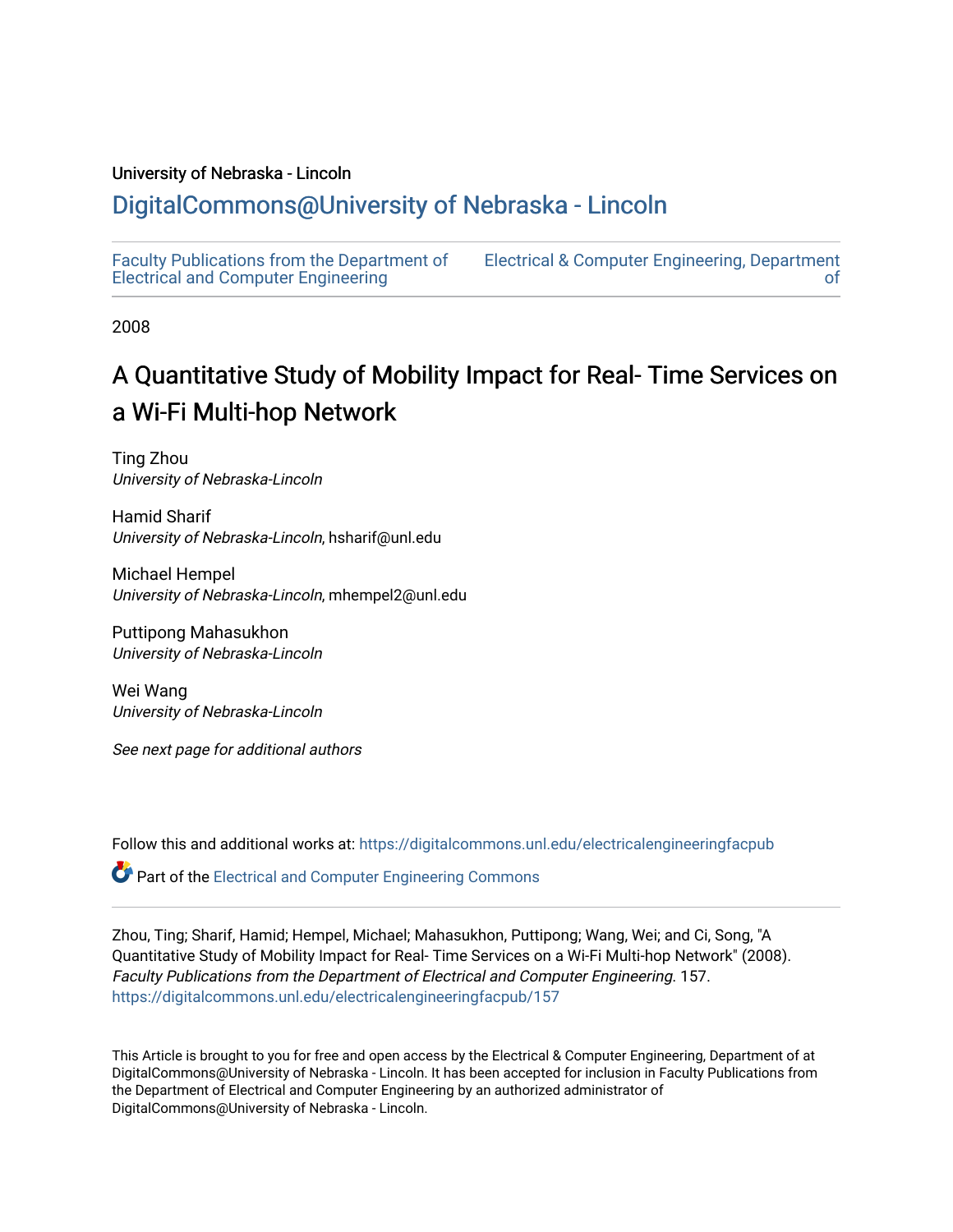University of Nebraska - Lincoln

## DigitalCommons@University of Nebraska - Lincoln

Faculty Publications from the Department of Electrical and Computer Engineering | Electrical & Computer Engineering, Department of

2008

# A Quantitative Study of Mobility Impact for Real- Time Services on a Wi-Fi Multi-hop Network

Ting Zhou
*University of Nebraska-Lincoln*

Hamid Sharif
*University of Nebraska-Lincoln*, hsharif@unl.edu

Michael Hempel
*University of Nebraska-Lincoln*, mhempel2@unl.edu

Puttipong Mahasukhon
*University of Nebraska-Lincoln*

Wei Wang
*University of Nebraska-Lincoln*

*See next page for additional authors*

Follow this and additional works at: https://digitalcommons.unl.edu/electricalengineeringfacpub

Part of the Electrical and Computer Engineering Commons

Zhou, Ting; Sharif, Hamid; Hempel, Michael; Mahasukhon, Puttipong; Wang, Wei; and Ci, Song, "A Quantitative Study of Mobility Impact for Real- Time Services on a Wi-Fi Multi-hop Network" (2008). *Faculty Publications from the Department of Electrical and Computer Engineering.* 157.
https://digitalcommons.unl.edu/electricalengineeringfacpub/157

This Article is brought to you for free and open access by the Electrical & Computer Engineering, Department of at DigitalCommons@University of Nebraska - Lincoln. It has been accepted for inclusion in Faculty Publications from the Department of Electrical and Computer Engineering by an authorized administrator of DigitalCommons@University of Nebraska - Lincoln.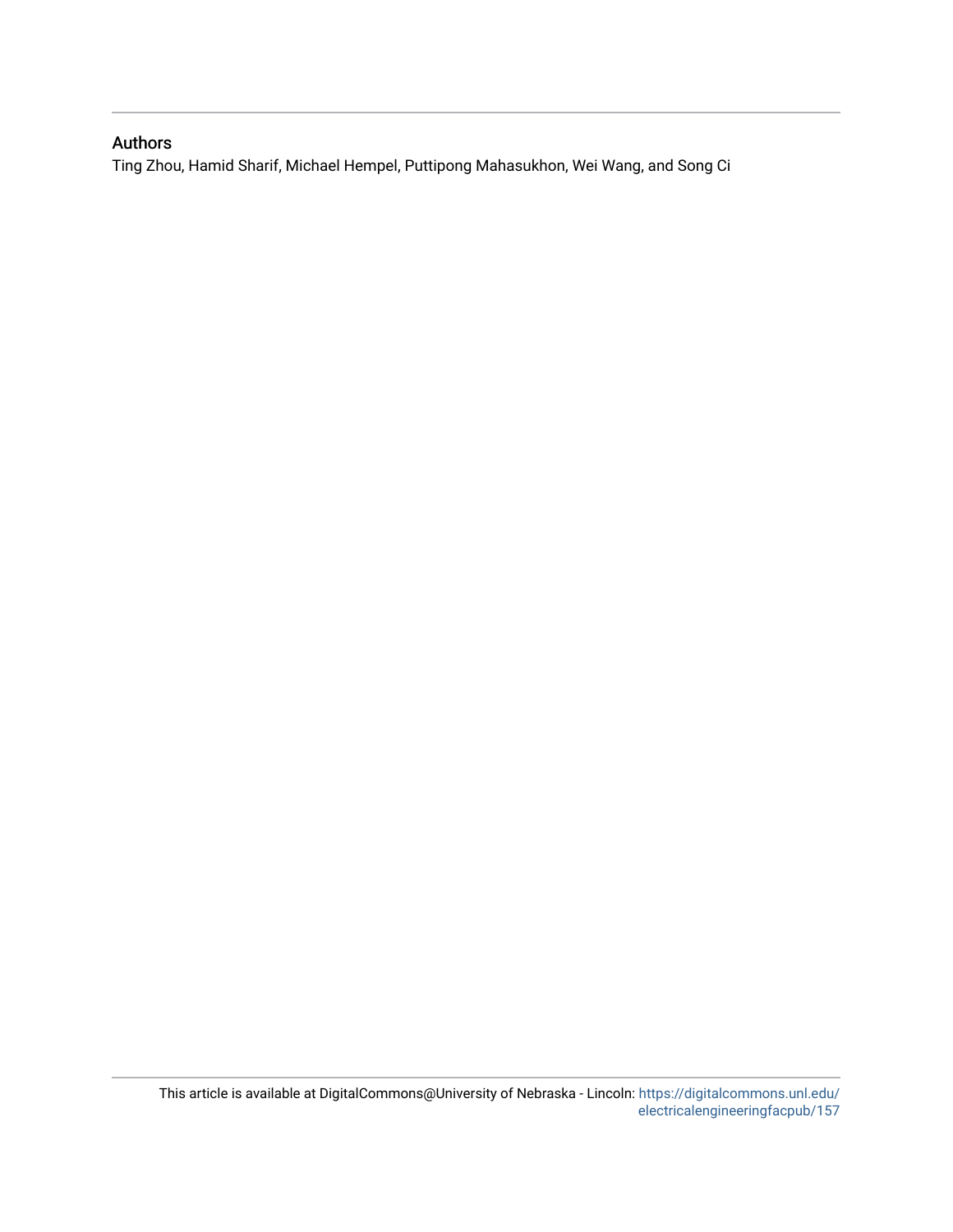## Authors

Ting Zhou, Hamid Sharif, Michael Hempel, Puttipong Mahasukhon, Wei Wang, and Song Ci

This article is available at DigitalCommons@University of Nebraska - Lincoln: https://digitalcommons.unl.edu/electricalengineeringfacpub/157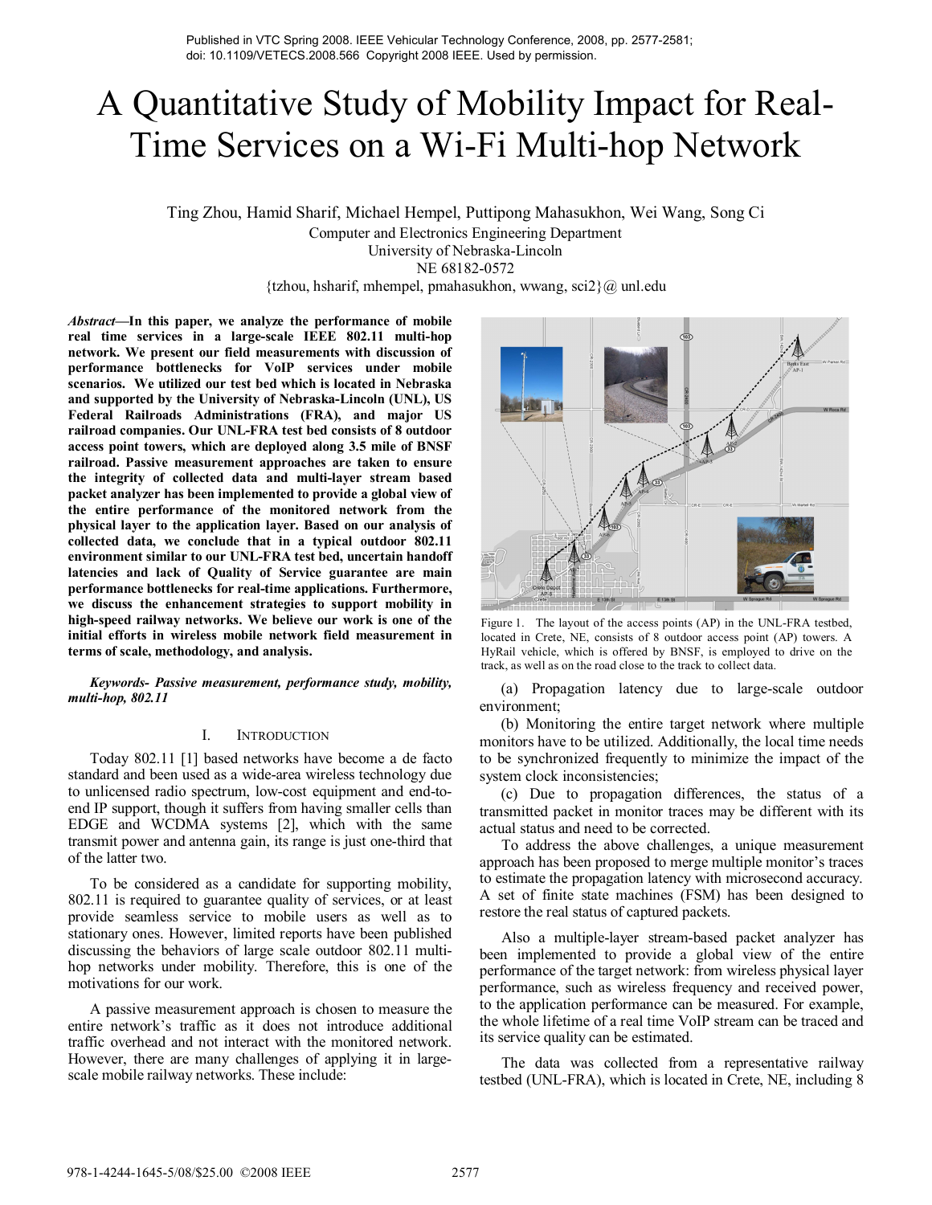Published in VTC Spring 2008. IEEE Vehicular Technology Conference, 2008, pp. 2577-2581; doi: 10.1109/VETECS.2008.566 Copyright 2008 IEEE. Used by permission.

# A Quantitative Study of Mobility Impact for Real-Time Services on a Wi-Fi Multi-hop Network

Ting Zhou, Hamid Sharif, Michael Hempel, Puttipong Mahasukhon, Wei Wang, Song Ci

Computer and Electronics Engineering Department
University of Nebraska-Lincoln
NE 68182-0572
{tzhou, hsharif, mhempel, pmahasukhon, wwang, sci2}@ unl.edu

***Abstract*—In this paper, we analyze the performance of mobile real time services in a large-scale IEEE 802.11 multi-hop network. We present our field measurements with discussion of performance bottlenecks for VoIP services under mobile scenarios. We utilized our test bed which is located in Nebraska and supported by the University of Nebraska-Lincoln (UNL), US Federal Railroads Administrations (FRA), and major US railroad companies. Our UNL-FRA test bed consists of 8 outdoor access point towers, which are deployed along 3.5 mile of BNSF railroad. Passive measurement approaches are taken to ensure the integrity of collected data and multi-layer stream based packet analyzer has been implemented to provide a global view of the entire performance of the monitored network from the physical layer to the application layer. Based on our analysis of collected data, we conclude that in a typical outdoor 802.11 environment similar to our UNL-FRA test bed, uncertain handoff latencies and lack of Quality of Service guarantee are main performance bottlenecks for real-time applications. Furthermore, we discuss the enhancement strategies to support mobility in high-speed railway networks. We believe our work is one of the initial efforts in wireless mobile network field measurement in terms of scale, methodology, and analysis.**

***Keywords- Passive measurement, performance study, mobility, multi-hop, 802.11***

## I. Introduction

Today 802.11 [1] based networks have become a de facto standard and been used as a wide-area wireless technology due to unlicensed radio spectrum, low-cost equipment and end-to-end IP support, though it suffers from having smaller cells than EDGE and WCDMA systems [2], which with the same transmit power and antenna gain, its range is just one-third that of the latter two.

To be considered as a candidate for supporting mobility, 802.11 is required to guarantee quality of services, or at least provide seamless service to mobile users as well as to stationary ones. However, limited reports have been published discussing the behaviors of large scale outdoor 802.11 multi-hop networks under mobility. Therefore, this is one of the motivations for our work.

A passive measurement approach is chosen to measure the entire network's traffic as it does not introduce additional traffic overhead and not interact with the monitored network. However, there are many challenges of applying it in large-scale mobile railway networks. These include:

Figure 1. The layout of the access points (AP) in the UNL-FRA testbed, located in Crete, NE, consists of 8 outdoor access point (AP) towers. A HyRail vehicle, which is offered by BNSF, is employed to drive on the track, as well as on the road close to the track to collect data.

(a) Propagation latency due to large-scale outdoor environment;

(b) Monitoring the entire target network where multiple monitors have to be utilized. Additionally, the local time needs to be synchronized frequently to minimize the impact of the system clock inconsistencies;

(c) Due to propagation differences, the status of a transmitted packet in monitor traces may be different with its actual status and need to be corrected.

To address the above challenges, a unique measurement approach has been proposed to merge multiple monitor's traces to estimate the propagation latency with microsecond accuracy. A set of finite state machines (FSM) has been designed to restore the real status of captured packets.

Also a multiple-layer stream-based packet analyzer has been implemented to provide a global view of the entire performance of the target network: from wireless physical layer performance, such as wireless frequency and received power, to the application performance can be measured. For example, the whole lifetime of a real time VoIP stream can be traced and its service quality can be estimated.

The data was collected from a representative railway testbed (UNL-FRA), which is located in Crete, NE, including 8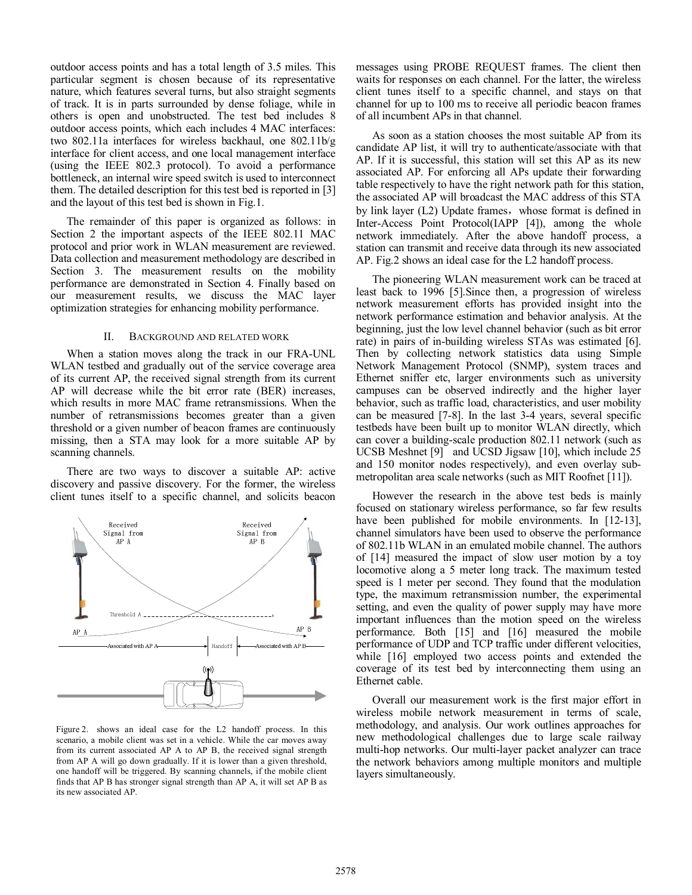outdoor access points and has a total length of 3.5 miles. This particular segment is chosen because of its representative nature, which features several turns, but also straight segments of track. It is in parts surrounded by dense foliage, while in others is open and unobstructed. The test bed includes 8 outdoor access points, which each includes 4 MAC interfaces: two 802.11a interfaces for wireless backhaul, one 802.11b/g interface for client access, and one local management interface (using the IEEE 802.3 protocol). To avoid a performance bottleneck, an internal wire speed switch is used to interconnect them. The detailed description for this test bed is reported in [3] and the layout of this test bed is shown in Fig.1.

The remainder of this paper is organized as follows: in Section 2 the important aspects of the IEEE 802.11 MAC protocol and prior work in WLAN measurement are reviewed. Data collection and measurement methodology are described in Section 3. The measurement results on the mobility performance are demonstrated in Section 4. Finally based on our measurement results, we discuss the MAC layer optimization strategies for enhancing mobility performance.

## II. BACKGROUND AND RELATED WORK

When a station moves along the track in our FRA-UNL WLAN testbed and gradually out of the service coverage area of its current AP, the received signal strength from its current AP will decrease while the bit error rate (BER) increases, which results in more MAC frame retransmissions. When the number of retransmissions becomes greater than a given threshold or a given number of beacon frames are continuously missing, then a STA may look for a more suitable AP by scanning channels.

There are two ways to discover a suitable AP: active discovery and passive discovery. For the former, the wireless client tunes itself to a specific channel, and solicits beacon messages using PROBE REQUEST frames. The client then waits for responses on each channel. For the latter, the wireless client tunes itself to a specific channel, and stays on that channel for up to 100 ms to receive all periodic beacon frames of all incumbent APs in that channel.

Received Signal from AP A

Received Signal from AP B

Threshold A

AP A

AP B

Associated with AP A

Handoff

Associated with AP B

Figure 2. shows an ideal case for the L2 handoff process. In this scenario, a mobile client was set in a vehicle. While the car moves away from its current associated AP A to AP B, the received signal strength from AP A will go down gradually. If it is lower than a given threshold, one handoff will be triggered. By scanning channels, if the mobile client finds that AP B has stronger signal strength than AP A, it will set AP B as its new associated AP.

As soon as a station chooses the most suitable AP from its candidate AP list, it will try to authenticate/associate with that AP. If it is successful, this station will set this AP as its new associated AP. For enforcing all APs update their forwarding table respectively to have the right network path for this station, the associated AP will broadcast the MAC address of this STA by link layer (L2) Update frames，whose format is defined in Inter-Access Point Protocol(IAPP [4]), among the whole network immediately. After the above handoff process, a station can transmit and receive data through its new associated AP. Fig.2 shows an ideal case for the L2 handoff process.

The pioneering WLAN measurement work can be traced at least back to 1996 [5].Since then, a progression of wireless network measurement efforts has provided insight into the network performance estimation and behavior analysis. At the beginning, just the low level channel behavior (such as bit error rate) in pairs of in-building wireless STAs was estimated [6]. Then by collecting network statistics data using Simple Network Management Protocol (SNMP), system traces and Ethernet sniffer etc, larger environments such as university campuses can be observed indirectly and the higher layer behavior, such as traffic load, characteristics, and user mobility can be measured [7-8]. In the last 3-4 years, several specific testbeds have been built up to monitor WLAN directly, which can cover a building-scale production 802.11 network (such as UCSB Meshnet [9] and UCSD Jigsaw [10], which include 25 and 150 monitor nodes respectively), and even overlay sub-metropolitan area scale networks (such as MIT Roofnet [11]).

However the research in the above test beds is mainly focused on stationary wireless performance, so far few results have been published for mobile environments. In [12-13], channel simulators have been used to observe the performance of 802.11b WLAN in an emulated mobile channel. The authors of [14] measured the impact of slow user motion by a toy locomotive along a 5 meter long track. The maximum tested speed is 1 meter per second. They found that the modulation type, the maximum retransmission number, the experimental setting, and even the quality of power supply may have more important influences than the motion speed on the wireless performance. Both [15] and [16] measured the mobile performance of UDP and TCP traffic under different velocities, while [16] employed two access points and extended the coverage of its test bed by interconnecting them using an Ethernet cable.

Overall our measurement work is the first major effort in wireless mobile network measurement in terms of scale, methodology, and analysis. Our work outlines approaches for new methodological challenges due to large scale railway multi-hop networks. Our multi-layer packet analyzer can trace the network behaviors among multiple monitors and multiple layers simultaneously.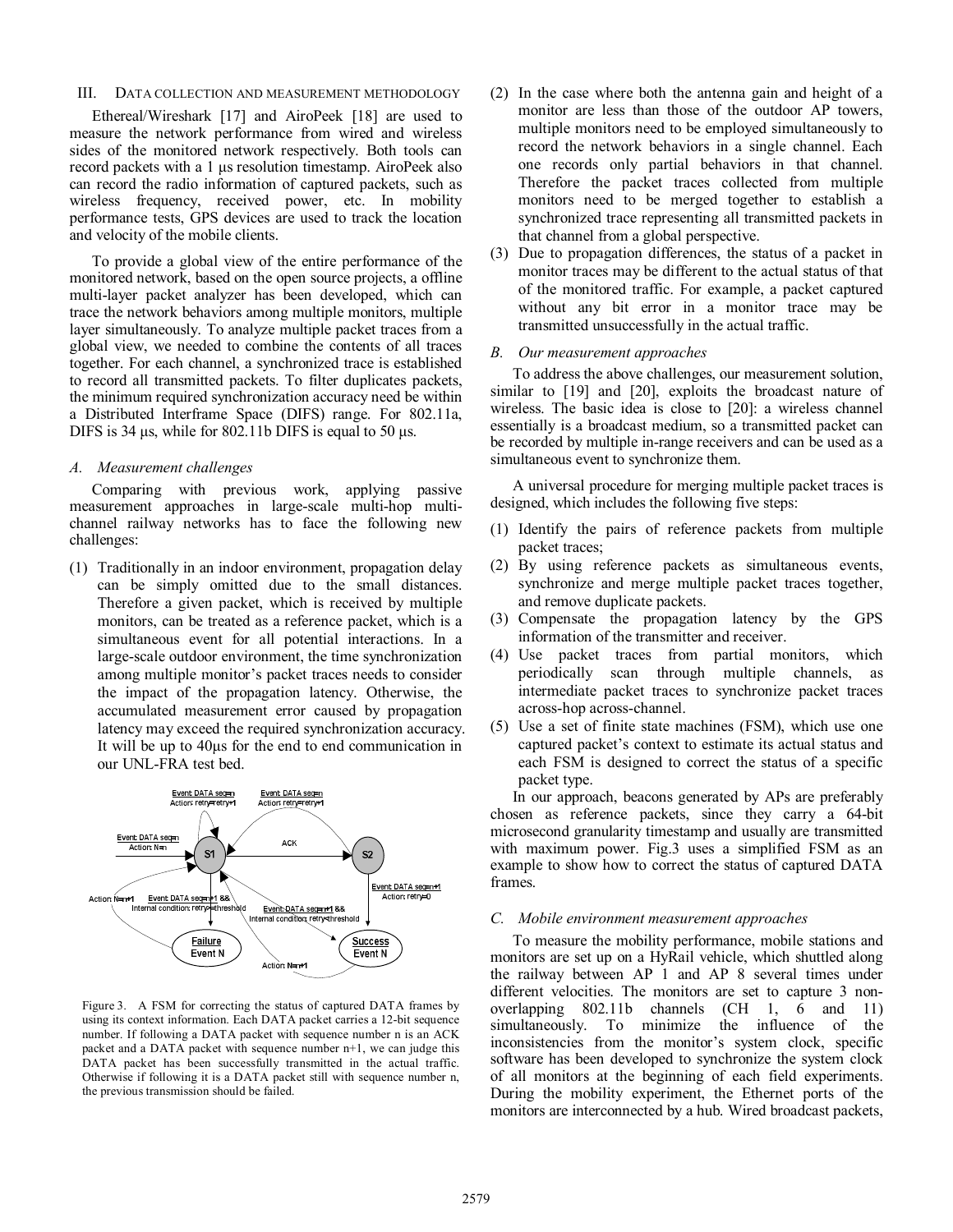## III. DATA COLLECTION AND MEASUREMENT METHODOLOGY

Ethereal/Wireshark [17] and AiroPeek [18] are used to measure the network performance from wired and wireless sides of the monitored network respectively. Both tools can record packets with a 1 µs resolution timestamp. AiroPeek also can record the radio information of captured packets, such as wireless frequency, received power, etc. In mobility performance tests, GPS devices are used to track the location and velocity of the mobile clients.

To provide a global view of the entire performance of the monitored network, based on the open source projects, a offline multi-layer packet analyzer has been developed, which can trace the network behaviors among multiple monitors, multiple layer simultaneously. To analyze multiple packet traces from a global view, we needed to combine the contents of all traces together. For each channel, a synchronized trace is established to record all transmitted packets. To filter duplicates packets, the minimum required synchronization accuracy need be within a Distributed Interframe Space (DIFS) range. For 802.11a, DIFS is 34 µs, while for 802.11b DIFS is equal to 50 µs.

### *A. Measurement challenges*

Comparing with previous work, applying passive measurement approaches in large-scale multi-hop multi-channel railway networks has to face the following new challenges:

(1) Traditionally in an indoor environment, propagation delay can be simply omitted due to the small distances. Therefore a given packet, which is received by multiple monitors, can be treated as a reference packet, which is a simultaneous event for all potential interactions. In a large-scale outdoor environment, the time synchronization among multiple monitor's packet traces needs to consider the impact of the propagation latency. Otherwise, the accumulated measurement error caused by propagation latency may exceed the required synchronization accuracy. It will be up to 40µs for the end to end communication in our UNL-FRA test bed.

Figure 3. A FSM for correcting the status of captured DATA frames by using its context information. Each DATA packet carries a 12-bit sequence number. If following a DATA packet with sequence number n is an ACK packet and a DATA packet with sequence number n+1, we can judge this DATA packet has been successfully transmitted in the actual traffic. Otherwise if following it is a DATA packet still with sequence number n, the previous transmission should be failed.

(2) In the case where both the antenna gain and height of a monitor are less than those of the outdoor AP towers, multiple monitors need to be employed simultaneously to record the network behaviors in a single channel. Each one records only partial behaviors in that channel. Therefore the packet traces collected from multiple monitors need to be merged together to establish a synchronized trace representing all transmitted packets in that channel from a global perspective.

(3) Due to propagation differences, the status of a packet in monitor traces may be different to the actual status of that of the monitored traffic. For example, a packet captured without any bit error in a monitor trace may be transmitted unsuccessfully in the actual traffic.

### *B. Our measurement approaches*

To address the above challenges, our measurement solution, similar to [19] and [20], exploits the broadcast nature of wireless. The basic idea is close to [20]: a wireless channel essentially is a broadcast medium, so a transmitted packet can be recorded by multiple in-range receivers and can be used as a simultaneous event to synchronize them.

A universal procedure for merging multiple packet traces is designed, which includes the following five steps:

(1) Identify the pairs of reference packets from multiple packet traces;
(2) By using reference packets as simultaneous events, synchronize and merge multiple packet traces together, and remove duplicate packets.
(3) Compensate the propagation latency by the GPS information of the transmitter and receiver.
(4) Use packet traces from partial monitors, which periodically scan through multiple channels, as intermediate packet traces to synchronize packet traces across-hop across-channel.
(5) Use a set of finite state machines (FSM), which use one captured packet's context to estimate its actual status and each FSM is designed to correct the status of a specific packet type.

In our approach, beacons generated by APs are preferably chosen as reference packets, since they carry a 64-bit microsecond granularity timestamp and usually are transmitted with maximum power. Fig.3 uses a simplified FSM as an example to show how to correct the status of captured DATA frames.

### *C. Mobile environment measurement approaches*

To measure the mobility performance, mobile stations and monitors are set up on a HyRail vehicle, which shuttled along the railway between AP 1 and AP 8 several times under different velocities. The monitors are set to capture 3 non-overlapping 802.11b channels (CH 1, 6 and 11) simultaneously. To minimize the influence of the inconsistencies from the monitor's system clock, specific software has been developed to synchronize the system clock of all monitors at the beginning of each field experiments. During the mobility experiment, the Ethernet ports of the monitors are interconnected by a hub. Wired broadcast packets,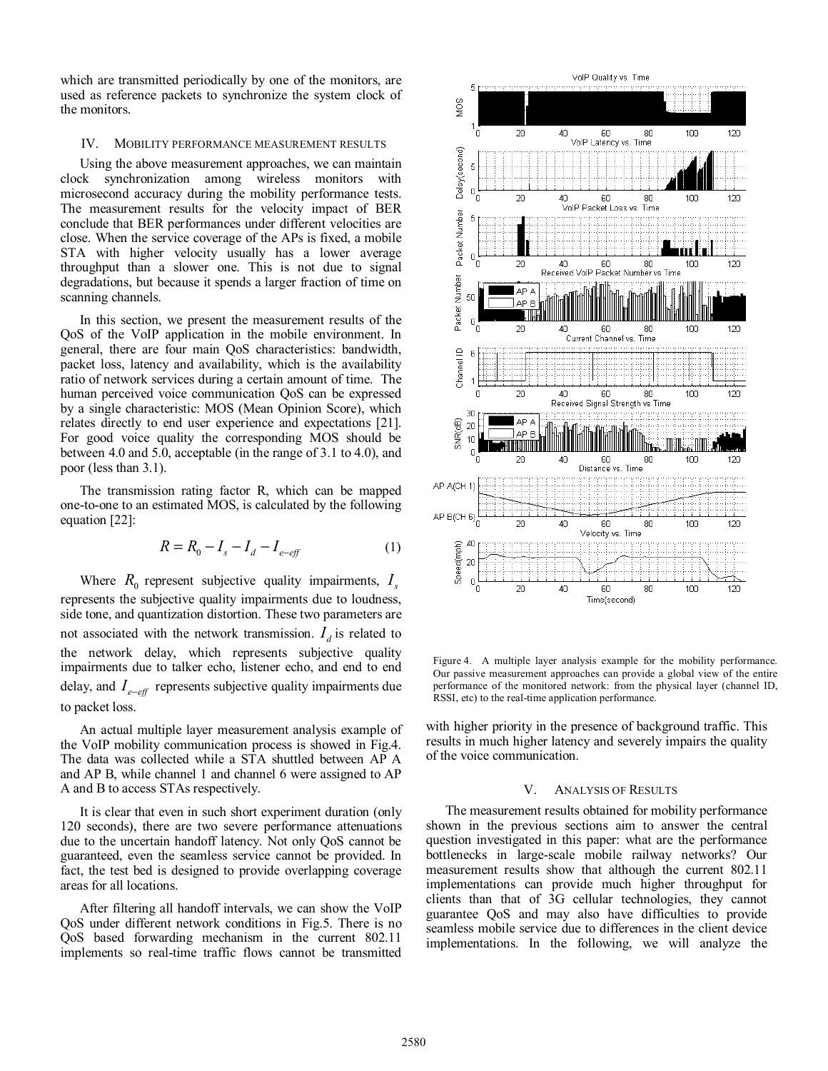which are transmitted periodically by one of the monitors, are used as reference packets to synchronize the system clock of the monitors.

## IV. Mobility performance measurement results

Using the above measurement approaches, we can maintain clock synchronization among wireless monitors with microsecond accuracy during the mobility performance tests. The measurement results for the velocity impact of BER conclude that BER performances under different velocities are close. When the service coverage of the APs is fixed, a mobile STA with higher velocity usually has a lower average throughput than a slower one. This is not due to signal degradations, but because it spends a larger fraction of time on scanning channels.

In this section, we present the measurement results of the QoS of the VoIP application in the mobile environment. In general, there are four main QoS characteristics: bandwidth, packet loss, latency and availability, which is the availability ratio of network services during a certain amount of time. The human perceived voice communication QoS can be expressed by a single characteristic: MOS (Mean Opinion Score), which relates directly to end user experience and expectations [21]. For good voice quality the corresponding MOS should be between 4.0 and 5.0, acceptable (in the range of 3.1 to 4.0), and poor (less than 3.1).

The transmission rating factor R, which can be mapped one-to-one to an estimated MOS, is calculated by the following equation [22]:

$$R = R_0 - I_s - I_d - I_{e-eff} \quad (1)$$

Where $R_0$ represent subjective quality impairments, $I_s$ represents the subjective quality impairments due to loudness, side tone, and quantization distortion. These two parameters are not associated with the network transmission. $I_d$ is related to the network delay, which represents subjective quality impairments due to talker echo, listener echo, and end to end delay, and $I_{e-eff}$ represents subjective quality impairments due to packet loss.

An actual multiple layer measurement analysis example of the VoIP mobility communication process is showed in Fig.4. The data was collected while a STA shuttled between AP A and AP B, while channel 1 and channel 6 were assigned to AP A and B to access STAs respectively.

It is clear that even in such short experiment duration (only 120 seconds), there are two severe performance attenuations due to the uncertain handoff latency. Not only QoS cannot be guaranteed, even the seamless service cannot be provided. In fact, the test bed is designed to provide overlapping coverage areas for all locations.

After filtering all handoff intervals, we can show the VoIP QoS under different network conditions in Fig.5. There is no QoS based forwarding mechanism in the current 802.11 implements so real-time traffic flows cannot be transmitted with higher priority in the presence of background traffic. This results in much higher latency and severely impairs the quality of the voice communication.

Figure 4. A multiple layer analysis example for the mobility performance. Our passive measurement approaches can provide a global view of the entire performance of the monitored network: from the physical layer (channel ID, RSSI, etc) to the real-time application performance.

## V. Analysis of Results

The measurement results obtained for mobility performance shown in the previous sections aim to answer the central question investigated in this paper: what are the performance bottlenecks in large-scale mobile railway networks? Our measurement results show that although the current 802.11 implementations can provide much higher throughput for clients than that of 3G cellular technologies, they cannot guarantee QoS and may also have difficulties to provide seamless mobile service due to differences in the client device implementations. In the following, we will analyze the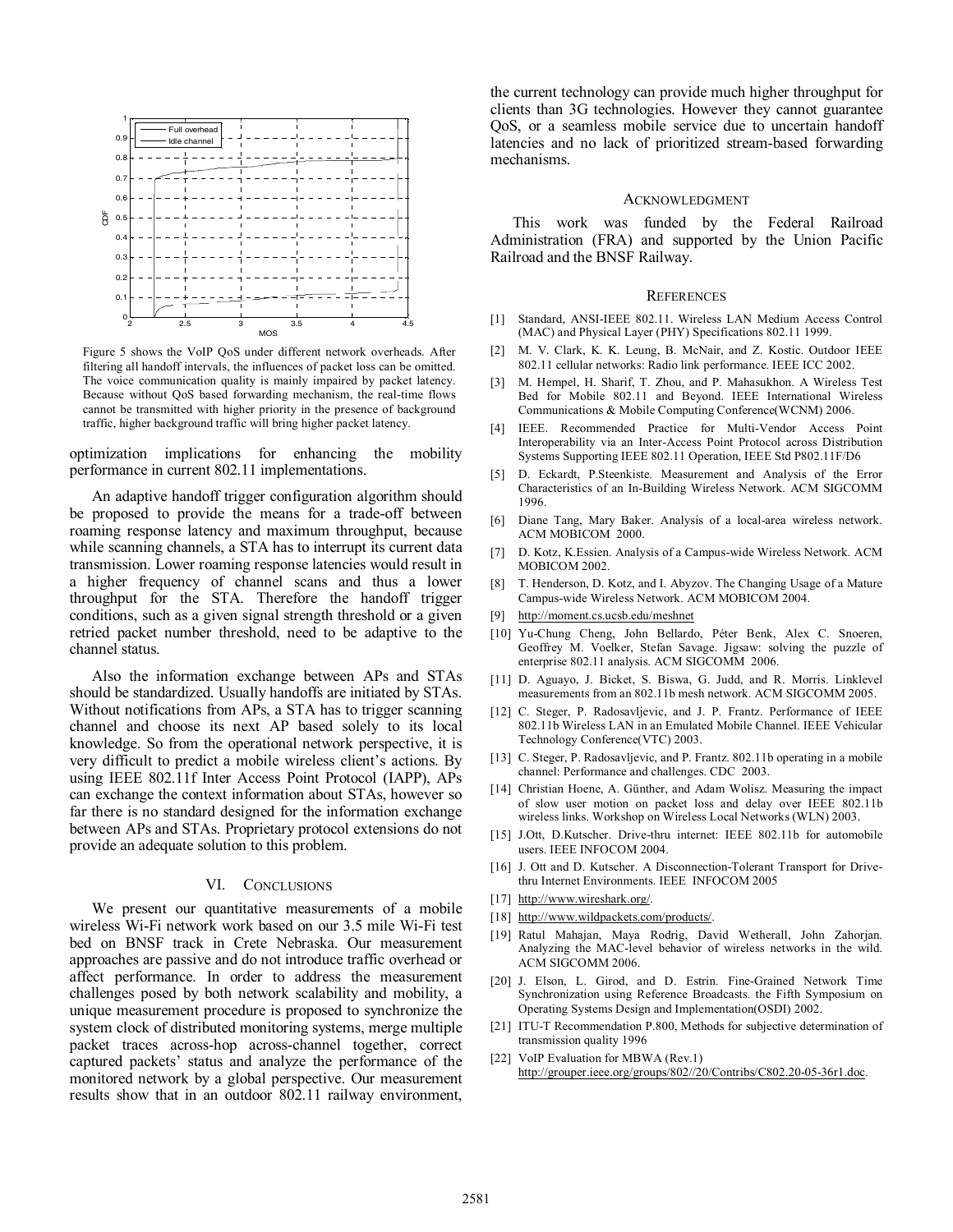1
0.9
0.8
0.7
0.6
0.5
0.4
0.3
0.2
0.1
0
2
2.5
3
3.5
4
4.5
MOS
CDF
Full overhead
Idle channel

Figure 5 shows the VoIP QoS under different network overheads. After filtering all handoff intervals, the influences of packet loss can be omitted. The voice communication quality is mainly impaired by packet latency. Because without QoS based forwarding mechanism, the real-time flows cannot be transmitted with higher priority in the presence of background traffic, higher background traffic will bring higher packet latency.

optimization implications for enhancing the mobility performance in current 802.11 implementations.

An adaptive handoff trigger configuration algorithm should be proposed to provide the means for a trade-off between roaming response latency and maximum throughput, because while scanning channels, a STA has to interrupt its current data transmission. Lower roaming response latencies would result in a higher frequency of channel scans and thus a lower throughput for the STA. Therefore the handoff trigger conditions, such as a given signal strength threshold or a given retried packet number threshold, need to be adaptive to the channel status.

Also the information exchange between APs and STAs should be standardized. Usually handoffs are initiated by STAs. Without notifications from APs, a STA has to trigger scanning channel and choose its next AP based solely to its local knowledge. So from the operational network perspective, it is very difficult to predict a mobile wireless client's actions. By using IEEE 802.11f Inter Access Point Protocol (IAPP), APs can exchange the context information about STAs, however so far there is no standard designed for the information exchange between APs and STAs. Proprietary protocol extensions do not provide an adequate solution to this problem.

## VI. Conclusions

We present our quantitative measurements of a mobile wireless Wi-Fi network work based on our 3.5 mile Wi-Fi test bed on BNSF track in Crete Nebraska. Our measurement approaches are passive and do not introduce traffic overhead or affect performance. In order to address the measurement challenges posed by both network scalability and mobility, a unique measurement procedure is proposed to synchronize the system clock of distributed monitoring systems, merge multiple packet traces across-hop across-channel together, correct captured packets' status and analyze the performance of the monitored network by a global perspective. Our measurement results show that in an outdoor 802.11 railway environment, the current technology can provide much higher throughput for clients than 3G technologies. However they cannot guarantee QoS, or a seamless mobile service due to uncertain handoff latencies and no lack of prioritized stream-based forwarding mechanisms.

## Acknowledgment

This work was funded by the Federal Railroad Administration (FRA) and supported by the Union Pacific Railroad and the BNSF Railway.

## References

[1] Standard, ANSI-IEEE 802.11. Wireless LAN Medium Access Control (MAC) and Physical Layer (PHY) Specifications 802.11 1999.

[2] M. V. Clark, K. K. Leung, B. McNair, and Z. Kostic. Outdoor IEEE 802.11 cellular networks: Radio link performance. IEEE ICC 2002.

[3] M. Hempel, H. Sharif, T. Zhou, and P. Mahasukhon. A Wireless Test Bed for Mobile 802.11 and Beyond. IEEE International Wireless Communications & Mobile Computing Conference(WCNM) 2006.

[4] IEEE. Recommended Practice for Multi-Vendor Access Point Interoperability via an Inter-Access Point Protocol across Distribution Systems Supporting IEEE 802.11 Operation, IEEE Std P802.11F/D6

[5] D. Eckardt, P.Steenkiste. Measurement and Analysis of the Error Characteristics of an In-Building Wireless Network. ACM SIGCOMM 1996.

[6] Diane Tang, Mary Baker. Analysis of a local-area wireless network. ACM MOBICOM 2000.

[7] D. Kotz, K.Essien. Analysis of a Campus-wide Wireless Network. ACM MOBICOM 2002.

[8] T. Henderson, D. Kotz, and I. Abyzov. The Changing Usage of a Mature Campus-wide Wireless Network. ACM MOBICOM 2004.

[9] http://moment.cs.ucsb.edu/meshnet

[10] Yu-Chung Cheng, John Bellardo, Péter Benk, Alex C. Snoeren, Geoffrey M. Voelker, Stefan Savage. Jigsaw: solving the puzzle of enterprise 802.11 analysis. ACM SIGCOMM 2006.

[11] D. Aguayo, J. Bicket, S. Biswa, G. Judd, and R. Morris. Linklevel measurements from an 802.11b mesh network. ACM SIGCOMM 2005.

[12] C. Steger, P. Radosavljevic, and J. P. Frantz. Performance of IEEE 802.11b Wireless LAN in an Emulated Mobile Channel. IEEE Vehicular Technology Conference(VTC) 2003.

[13] C. Steger, P. Radosavljevic, and P. Frantz. 802.11b operating in a mobile channel: Performance and challenges. CDC 2003.

[14] Christian Hoene, A. Günther, and Adam Wolisz. Measuring the impact of slow user motion on packet loss and delay over IEEE 802.11b wireless links. Workshop on Wireless Local Networks (WLN) 2003.

[15] J.Ott, D.Kutscher. Drive-thru internet: IEEE 802.11b for automobile users. IEEE INFOCOM 2004.

[16] J. Ott and D. Kutscher. A Disconnection-Tolerant Transport for Drive-thru Internet Environments. IEEE INFOCOM 2005

[17] http://www.wireshark.org/.

[18] http://www.wildpackets.com/products/.

[19] Ratul Mahajan, Maya Rodrig, David Wetherall, John Zahorjan. Analyzing the MAC-level behavior of wireless networks in the wild. ACM SIGCOMM 2006.

[20] J. Elson, L. Girod, and D. Estrin. Fine-Grained Network Time Synchronization using Reference Broadcasts. the Fifth Symposium on Operating Systems Design and Implementation(OSDI) 2002.

[21] ITU-T Recommendation P.800, Methods for subjective determination of transmission quality 1996

[22] VoIP Evaluation for MBWA (Rev.1) http://grouper.ieee.org/groups/802//20/Contribs/C802.20-05-36r1.doc.